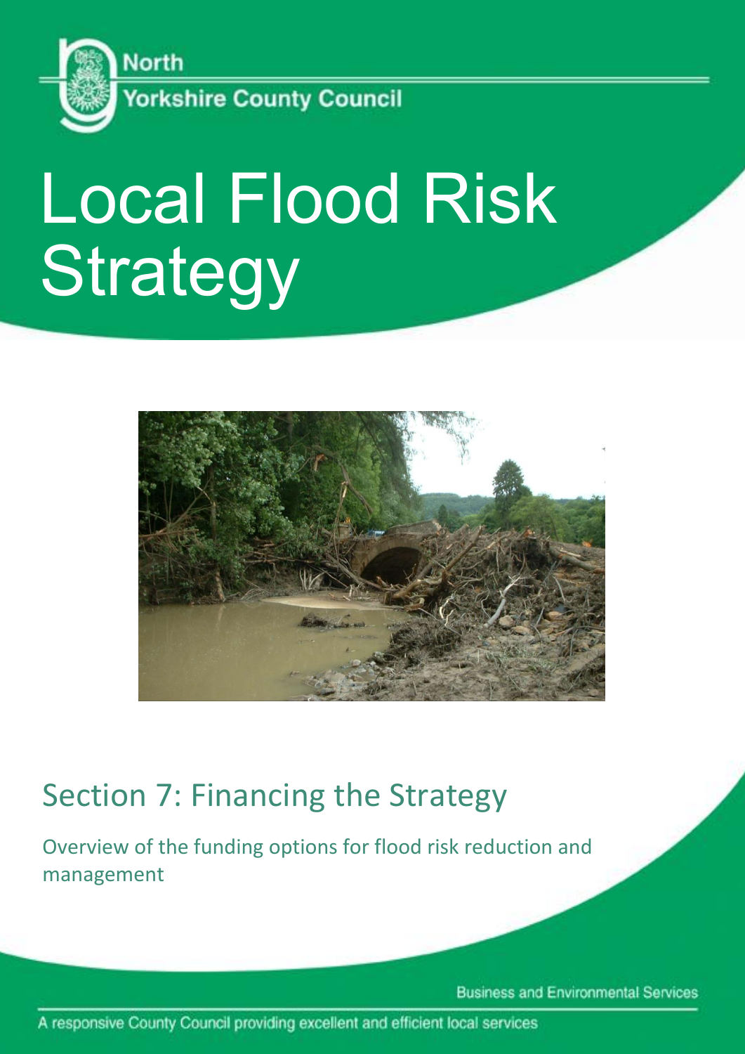North
Yorkshire County Council

# Local Flood Risk Strategy

## Section 7: Financing the Strategy

Overview of the funding options for flood risk reduction and management

Business and Environmental Services

A responsive County Council providing excellent and efficient local services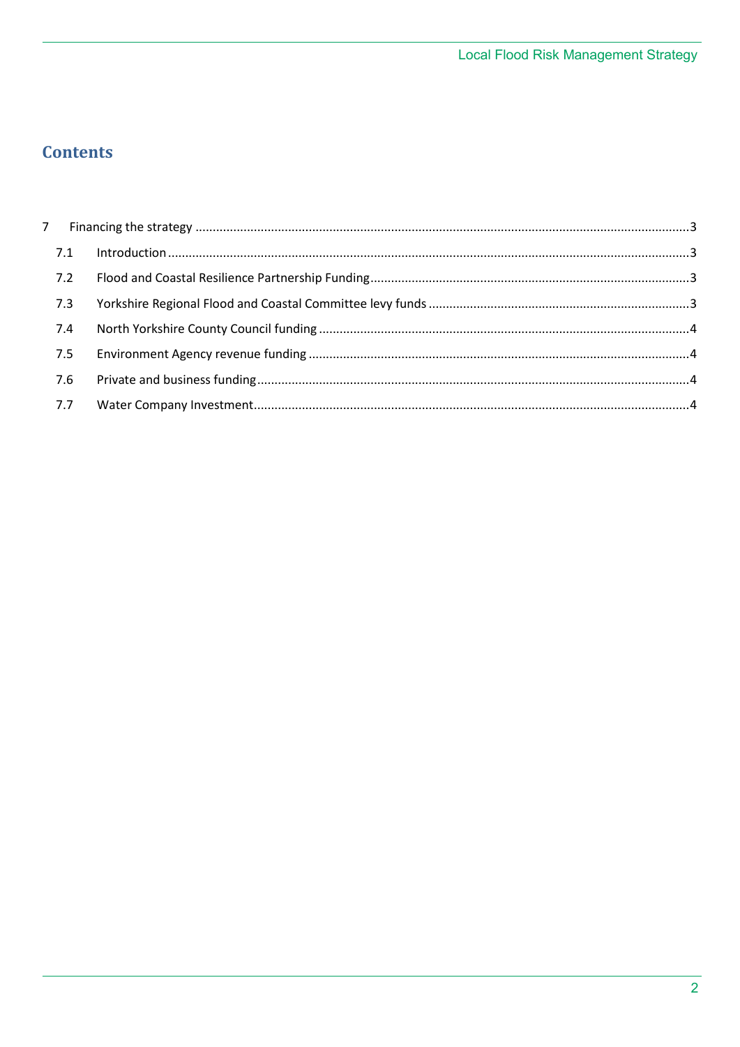# Contents

- 7 Financing the strategy ... 3
  - 7.1 Introduction ... 3
  - 7.2 Flood and Coastal Resilience Partnership Funding ... 3
  - 7.3 Yorkshire Regional Flood and Coastal Committee levy funds ... 3
  - 7.4 North Yorkshire County Council funding ... 4
  - 7.5 Environment Agency revenue funding ... 4
  - 7.6 Private and business funding ... 4
  - 7.7 Water Company Investment ... 4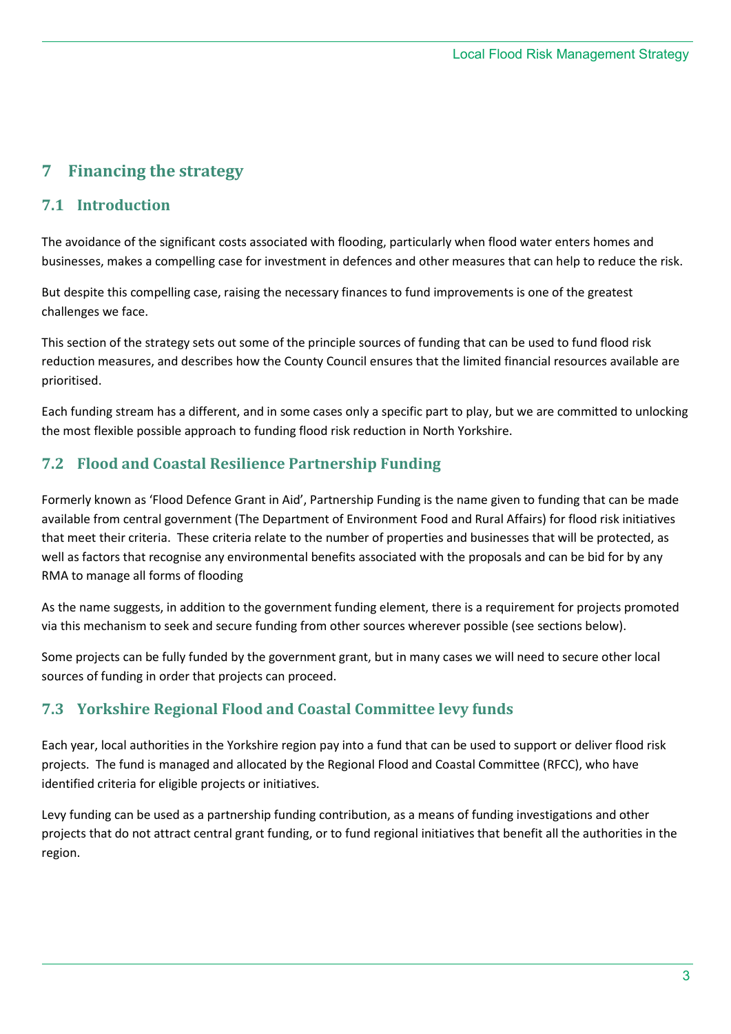## 7 Financing the strategy

### 7.1 Introduction

The avoidance of the significant costs associated with flooding, particularly when flood water enters homes and businesses, makes a compelling case for investment in defences and other measures that can help to reduce the risk.

But despite this compelling case, raising the necessary finances to fund improvements is one of the greatest challenges we face.

This section of the strategy sets out some of the principle sources of funding that can be used to fund flood risk reduction measures, and describes how the County Council ensures that the limited financial resources available are prioritised.

Each funding stream has a different, and in some cases only a specific part to play, but we are committed to unlocking the most flexible possible approach to funding flood risk reduction in North Yorkshire.

### 7.2 Flood and Coastal Resilience Partnership Funding

Formerly known as 'Flood Defence Grant in Aid', Partnership Funding is the name given to funding that can be made available from central government (The Department of Environment Food and Rural Affairs) for flood risk initiatives that meet their criteria. These criteria relate to the number of properties and businesses that will be protected, as well as factors that recognise any environmental benefits associated with the proposals and can be bid for by any RMA to manage all forms of flooding

As the name suggests, in addition to the government funding element, there is a requirement for projects promoted via this mechanism to seek and secure funding from other sources wherever possible (see sections below).

Some projects can be fully funded by the government grant, but in many cases we will need to secure other local sources of funding in order that projects can proceed.

### 7.3 Yorkshire Regional Flood and Coastal Committee levy funds

Each year, local authorities in the Yorkshire region pay into a fund that can be used to support or deliver flood risk projects. The fund is managed and allocated by the Regional Flood and Coastal Committee (RFCC), who have identified criteria for eligible projects or initiatives.

Levy funding can be used as a partnership funding contribution, as a means of funding investigations and other projects that do not attract central grant funding, or to fund regional initiatives that benefit all the authorities in the region.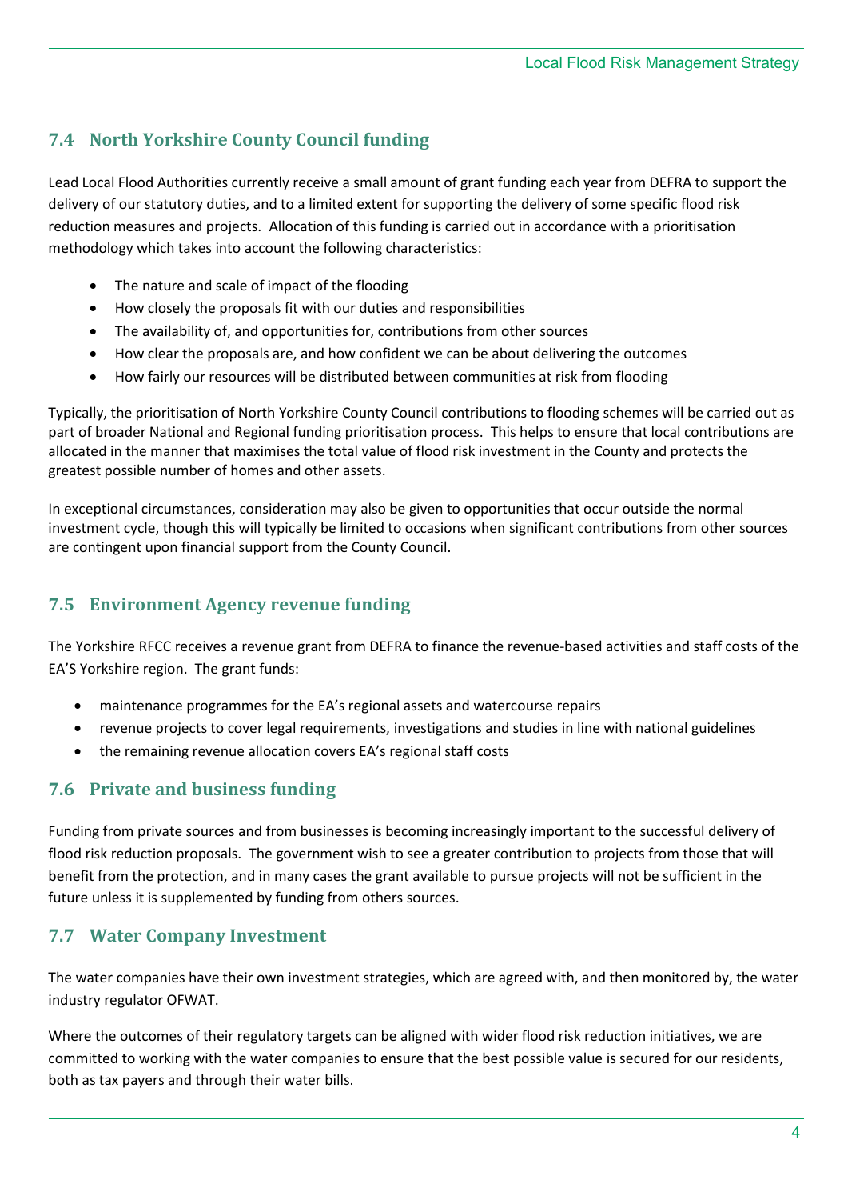## 7.4 North Yorkshire County Council funding

Lead Local Flood Authorities currently receive a small amount of grant funding each year from DEFRA to support the delivery of our statutory duties, and to a limited extent for supporting the delivery of some specific flood risk reduction measures and projects. Allocation of this funding is carried out in accordance with a prioritisation methodology which takes into account the following characteristics:

- The nature and scale of impact of the flooding
- How closely the proposals fit with our duties and responsibilities
- The availability of, and opportunities for, contributions from other sources
- How clear the proposals are, and how confident we can be about delivering the outcomes
- How fairly our resources will be distributed between communities at risk from flooding

Typically, the prioritisation of North Yorkshire County Council contributions to flooding schemes will be carried out as part of broader National and Regional funding prioritisation process. This helps to ensure that local contributions are allocated in the manner that maximises the total value of flood risk investment in the County and protects the greatest possible number of homes and other assets.

In exceptional circumstances, consideration may also be given to opportunities that occur outside the normal investment cycle, though this will typically be limited to occasions when significant contributions from other sources are contingent upon financial support from the County Council.

## 7.5 Environment Agency revenue funding

The Yorkshire RFCC receives a revenue grant from DEFRA to finance the revenue-based activities and staff costs of the EA'S Yorkshire region. The grant funds:

- maintenance programmes for the EA's regional assets and watercourse repairs
- revenue projects to cover legal requirements, investigations and studies in line with national guidelines
- the remaining revenue allocation covers EA's regional staff costs

## 7.6 Private and business funding

Funding from private sources and from businesses is becoming increasingly important to the successful delivery of flood risk reduction proposals. The government wish to see a greater contribution to projects from those that will benefit from the protection, and in many cases the grant available to pursue projects will not be sufficient in the future unless it is supplemented by funding from others sources.

## 7.7 Water Company Investment

The water companies have their own investment strategies, which are agreed with, and then monitored by, the water industry regulator OFWAT.

Where the outcomes of their regulatory targets can be aligned with wider flood risk reduction initiatives, we are committed to working with the water companies to ensure that the best possible value is secured for our residents, both as tax payers and through their water bills.